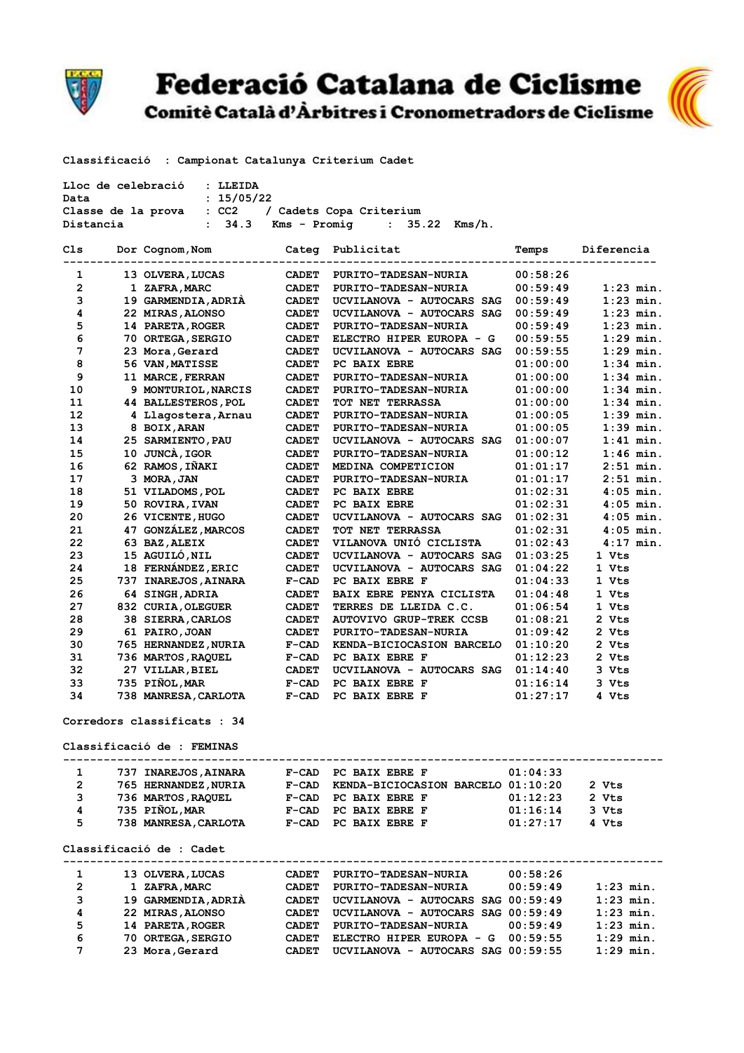# Federació Catalana de Ciclisme

## Comitè Català d'Àrbitres i Cronometradors de Ciclisme

Classificació : Campionat Catalunya Criterium Cadet

Lloc de celebració : LLEIDA
Data : 15/05/22
Classe de la prova : CC2 / Cadets Copa Criterium
Distancia : 34.3 Kms - Promig : 35.22 Kms/h.

| Cls | Dor | Cognom,Nom | Categ | Publicitat | Temps | Diferencia |
|---|---|---|---|---|---|---|
| 1 | 13 | OLVERA,LUCAS | CADET | PURITO-TADESAN-NURIA | 00:58:26 | |
| 2 | 1 | ZAFRA,MARC | CADET | PURITO-TADESAN-NURIA | 00:59:49 | 1:23 min. |
| 3 | 19 | GARMENDIA,ADRIÀ | CADET | UCVILANOVA - AUTOCARS SAG | 00:59:49 | 1:23 min. |
| 4 | 22 | MIRAS,ALONSO | CADET | UCVILANOVA - AUTOCARS SAG | 00:59:49 | 1:23 min. |
| 5 | 14 | PARETA,ROGER | CADET | PURITO-TADESAN-NURIA | 00:59:49 | 1:23 min. |
| 6 | 70 | ORTEGA,SERGIO | CADET | ELECTRO HIPER EUROPA - G | 00:59:55 | 1:29 min. |
| 7 | 23 | Mora,Gerard | CADET | UCVILANOVA - AUTOCARS SAG | 00:59:55 | 1:29 min. |
| 8 | 56 | VAN,MATISSE | CADET | PC BAIX EBRE | 01:00:00 | 1:34 min. |
| 9 | 11 | MARCE,FERRAN | CADET | PURITO-TADESAN-NURIA | 01:00:00 | 1:34 min. |
| 10 | 9 | MONTURIOL,NARCIS | CADET | PURITO-TADESAN-NURIA | 01:00:00 | 1:34 min. |
| 11 | 44 | BALLESTEROS,POL | CADET | TOT NET TERRASSA | 01:00:00 | 1:34 min. |
| 12 | 4 | Llagostera,Arnau | CADET | PURITO-TADESAN-NURIA | 01:00:05 | 1:39 min. |
| 13 | 8 | BOIX,ARAN | CADET | PURITO-TADESAN-NURIA | 01:00:05 | 1:39 min. |
| 14 | 25 | SARMIENTO,PAU | CADET | UCVILANOVA - AUTOCARS SAG | 01:00:07 | 1:41 min. |
| 15 | 10 | JUNCÀ,IGOR | CADET | PURITO-TADESAN-NURIA | 01:00:12 | 1:46 min. |
| 16 | 62 | RAMOS,IÑAKI | CADET | MEDINA COMPETICION | 01:01:17 | 2:51 min. |
| 17 | 3 | MORA,JAN | CADET | PURITO-TADESAN-NURIA | 01:01:17 | 2:51 min. |
| 18 | 51 | VILADOMS,POL | CADET | PC BAIX EBRE | 01:02:31 | 4:05 min. |
| 19 | 50 | ROVIRA,IVAN | CADET | PC BAIX EBRE | 01:02:31 | 4:05 min. |
| 20 | 26 | VICENTE,HUGO | CADET | UCVILANOVA - AUTOCARS SAG | 01:02:31 | 4:05 min. |
| 21 | 47 | GONZÁLEZ,MARCOS | CADET | TOT NET TERRASSA | 01:02:31 | 4:05 min. |
| 22 | 63 | BAZ,ALEIX | CADET | VILANOVA UNIÓ CICLISTA | 01:02:43 | 4:17 min. |
| 23 | 15 | AGUILÓ,NIL | CADET | UCVILANOVA - AUTOCARS SAG | 01:03:25 | 1 Vts |
| 24 | 18 | FERNÁNDEZ,ERIC | CADET | UCVILANOVA - AUTOCARS SAG | 01:04:22 | 1 Vts |
| 25 | 737 | INAREJOS,AINARA | F-CAD | PC BAIX EBRE F | 01:04:33 | 1 Vts |
| 26 | 64 | SINGH,ADRIA | CADET | BAIX EBRE PENYA CICLISTA | 01:04:48 | 1 Vts |
| 27 | 832 | CURIA,OLEGUER | CADET | TERRES DE LLEIDA C.C. | 01:06:54 | 1 Vts |
| 28 | 38 | SIERRA,CARLOS | CADET | AUTOVIVO GRUP-TREK CCSB | 01:08:21 | 2 Vts |
| 29 | 61 | PAIRO,JOAN | CADET | PURITO-TADESAN-NURIA | 01:09:42 | 2 Vts |
| 30 | 765 | HERNANDEZ,NURIA | F-CAD | KENDA-BICIOCASION BARCELO | 01:10:20 | 2 Vts |
| 31 | 736 | MARTOS,RAQUEL | F-CAD | PC BAIX EBRE F | 01:12:23 | 2 Vts |
| 32 | 27 | VILLAR,BIEL | CADET | UCVILANOVA - AUTOCARS SAG | 01:14:40 | 3 Vts |
| 33 | 735 | PIÑOL,MAR | F-CAD | PC BAIX EBRE F | 01:16:14 | 3 Vts |
| 34 | 738 | MANRESA,CARLOTA | F-CAD | PC BAIX EBRE F | 01:27:17 | 4 Vts |

Corredors classificats : 34

Classificació de : FEMINAS

| | | | | | | |
|---|---|---|---|---|---|---|
| 1 | 737 | INAREJOS,AINARA | F-CAD | PC BAIX EBRE F | 01:04:33 | |
| 2 | 765 | HERNANDEZ,NURIA | F-CAD | KENDA-BICIOCASION BARCELO | 01:10:20 | 2 Vts |
| 3 | 736 | MARTOS,RAQUEL | F-CAD | PC BAIX EBRE F | 01:12:23 | 2 Vts |
| 4 | 735 | PIÑOL,MAR | F-CAD | PC BAIX EBRE F | 01:16:14 | 3 Vts |
| 5 | 738 | MANRESA,CARLOTA | F-CAD | PC BAIX EBRE F | 01:27:17 | 4 Vts |

Classificació de : Cadet

| | | | | | | |
|---|---|---|---|---|---|---|
| 1 | 13 | OLVERA,LUCAS | CADET | PURITO-TADESAN-NURIA | 00:58:26 | |
| 2 | 1 | ZAFRA,MARC | CADET | PURITO-TADESAN-NURIA | 00:59:49 | 1:23 min. |
| 3 | 19 | GARMENDIA,ADRIÀ | CADET | UCVILANOVA - AUTOCARS SAG | 00:59:49 | 1:23 min. |
| 4 | 22 | MIRAS,ALONSO | CADET | UCVILANOVA - AUTOCARS SAG | 00:59:49 | 1:23 min. |
| 5 | 14 | PARETA,ROGER | CADET | PURITO-TADESAN-NURIA | 00:59:49 | 1:23 min. |
| 6 | 70 | ORTEGA,SERGIO | CADET | ELECTRO HIPER EUROPA - G | 00:59:55 | 1:29 min. |
| 7 | 23 | Mora,Gerard | CADET | UCVILANOVA - AUTOCARS SAG | 00:59:55 | 1:29 min. |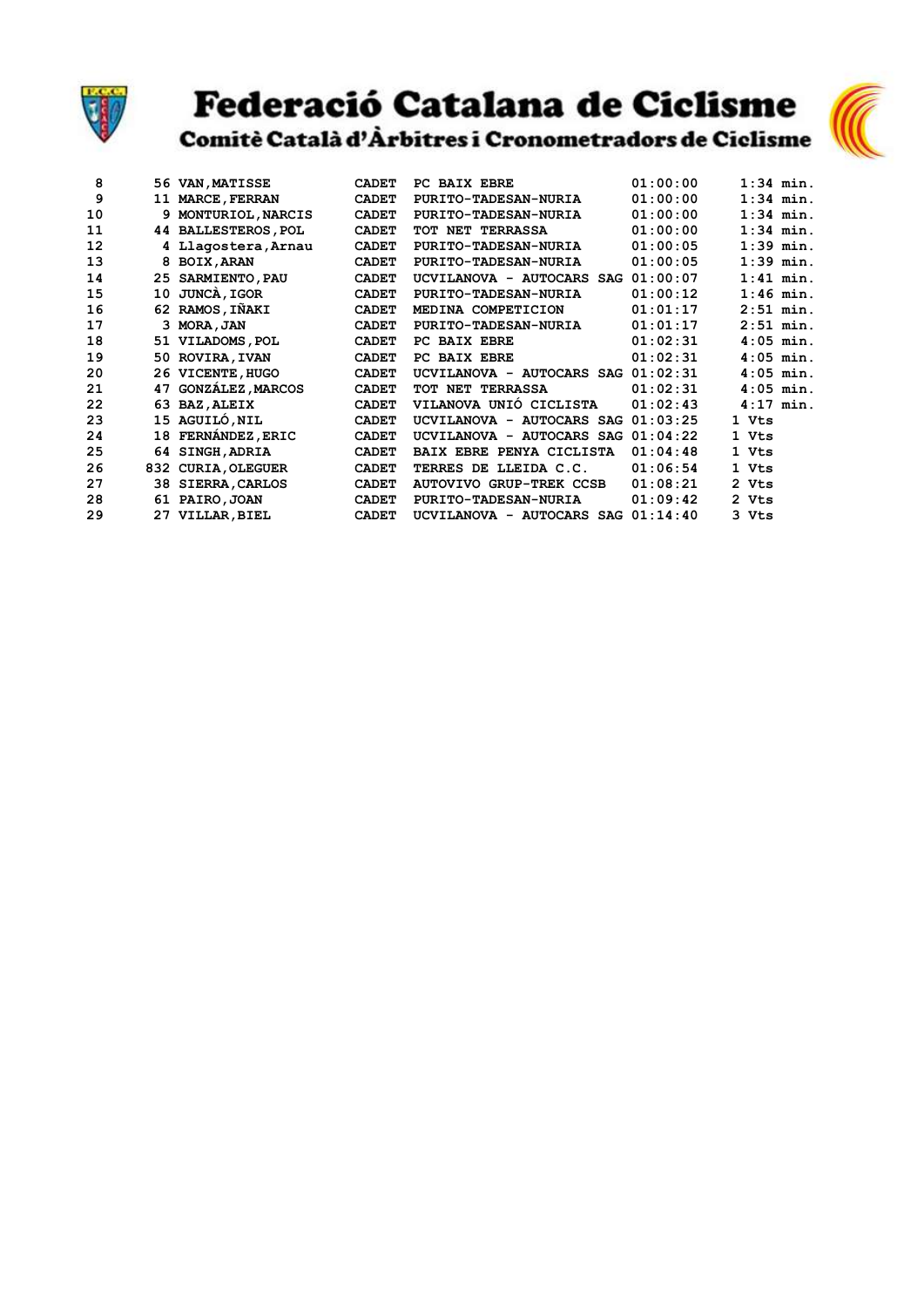# Federació Catalana de Ciclisme

## Comitè Català d'Àrbitres i Cronometradors de Ciclisme

| | | | | | | |
|---|---|---|---|---|---|---|
| 8 | 56 | VAN,MATISSE | CADET | PC BAIX EBRE | 01:00:00 | 1:34 min. |
| 9 | 11 | MARCE,FERRAN | CADET | PURITO-TADESAN-NURIA | 01:00:00 | 1:34 min. |
| 10 | 9 | MONTURIOL,NARCIS | CADET | PURITO-TADESAN-NURIA | 01:00:00 | 1:34 min. |
| 11 | 44 | BALLESTEROS,POL | CADET | TOT NET TERRASSA | 01:00:00 | 1:34 min. |
| 12 | 4 | Llagostera,Arnau | CADET | PURITO-TADESAN-NURIA | 01:00:05 | 1:39 min. |
| 13 | 8 | BOIX,ARAN | CADET | PURITO-TADESAN-NURIA | 01:00:05 | 1:39 min. |
| 14 | 25 | SARMIENTO,PAU | CADET | UCVILANOVA - AUTOCARS SAG | 01:00:07 | 1:41 min. |
| 15 | 10 | JUNCÀ,IGOR | CADET | PURITO-TADESAN-NURIA | 01:00:12 | 1:46 min. |
| 16 | 62 | RAMOS,IÑAKI | CADET | MEDINA COMPETICION | 01:01:17 | 2:51 min. |
| 17 | 3 | MORA,JAN | CADET | PURITO-TADESAN-NURIA | 01:01:17 | 2:51 min. |
| 18 | 51 | VILADOMS,POL | CADET | PC BAIX EBRE | 01:02:31 | 4:05 min. |
| 19 | 50 | ROVIRA,IVAN | CADET | PC BAIX EBRE | 01:02:31 | 4:05 min. |
| 20 | 26 | VICENTE,HUGO | CADET | UCVILANOVA - AUTOCARS SAG | 01:02:31 | 4:05 min. |
| 21 | 47 | GONZÁLEZ,MARCOS | CADET | TOT NET TERRASSA | 01:02:31 | 4:05 min. |
| 22 | 63 | BAZ,ALEIX | CADET | VILANOVA UNIÓ CICLISTA | 01:02:43 | 4:17 min. |
| 23 | 15 | AGUILÓ,NIL | CADET | UCVILANOVA - AUTOCARS SAG | 01:03:25 | 1 Vts |
| 24 | 18 | FERNÁNDEZ,ERIC | CADET | UCVILANOVA - AUTOCARS SAG | 01:04:22 | 1 Vts |
| 25 | 64 | SINGH,ADRIA | CADET | BAIX EBRE PENYA CICLISTA | 01:04:48 | 1 Vts |
| 26 | 832 | CURIA,OLEGUER | CADET | TERRES DE LLEIDA C.C. | 01:06:54 | 1 Vts |
| 27 | 38 | SIERRA,CARLOS | CADET | AUTOVIVO GRUP-TREK CCSB | 01:08:21 | 2 Vts |
| 28 | 61 | PAIRO,JOAN | CADET | PURITO-TADESAN-NURIA | 01:09:42 | 2 Vts |
| 29 | 27 | VILLAR,BIEL | CADET | UCVILANOVA - AUTOCARS SAG | 01:14:40 | 3 Vts |